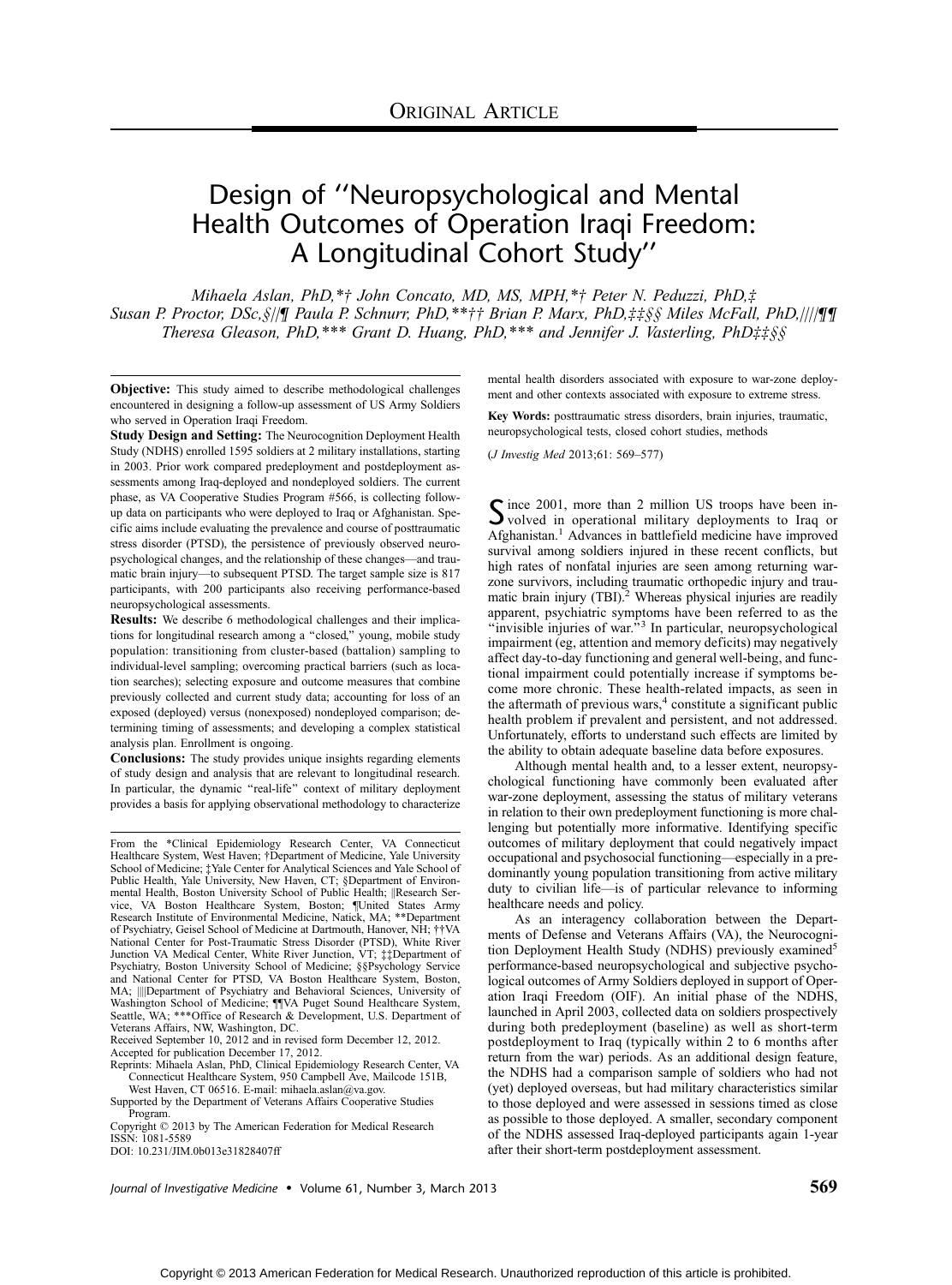ORIGINAL ARTICLE

# Design of "Neuropsychological and Mental Health Outcomes of Operation Iraqi Freedom: A Longitudinal Cohort Study"

*Mihaela Aslan, PhD,\*† John Concato, MD, MS, MPH,\*† Peter N. Peduzzi, PhD,‡ Susan P. Proctor, DSc,§||¶ Paula P. Schnurr, PhD,\*\*†† Brian P. Marx, PhD,‡‡§§ Miles McFall, PhD,||||¶¶ Theresa Gleason, PhD,\*\*\* Grant D. Huang, PhD,\*\*\* and Jennifer J. Vasterling, PhD‡‡§§*

**Objective:** This study aimed to describe methodological challenges encountered in designing a follow-up assessment of US Army Soldiers who served in Operation Iraqi Freedom.

**Study Design and Setting:** The Neurocognition Deployment Health Study (NDHS) enrolled 1595 soldiers at 2 military installations, starting in 2003. Prior work compared predeployment and postdeployment assessments among Iraq-deployed and nondeployed soldiers. The current phase, as VA Cooperative Studies Program #566, is collecting follow-up data on participants who were deployed to Iraq or Afghanistan. Specific aims include evaluating the prevalence and course of posttraumatic stress disorder (PTSD), the persistence of previously observed neuropsychological changes, and the relationship of these changes—and traumatic brain injury—to subsequent PTSD. The target sample size is 817 participants, with 200 participants also receiving performance-based neuropsychological assessments.

**Results:** We describe 6 methodological challenges and their implications for longitudinal research among a "closed," young, mobile study population: transitioning from cluster-based (battalion) sampling to individual-level sampling; overcoming practical barriers (such as location searches); selecting exposure and outcome measures that combine previously collected and current study data; accounting for loss of an exposed (deployed) versus (nonexposed) nondeployed comparison; determining timing of assessments; and developing a complex statistical analysis plan. Enrollment is ongoing.

**Conclusions:** The study provides unique insights regarding elements of study design and analysis that are relevant to longitudinal research. In particular, the dynamic "real-life" context of military deployment provides a basis for applying observational methodology to characterize mental health disorders associated with exposure to war-zone deployment and other contexts associated with exposure to extreme stress.

**Key Words:** posttraumatic stress disorders, brain injuries, traumatic, neuropsychological tests, closed cohort studies, methods

(*J Investig Med* 2013;61: 569–577)

From the \*Clinical Epidemiology Research Center, VA Connecticut Healthcare System, West Haven; †Department of Medicine, Yale University School of Medicine; ‡Yale Center for Analytical Sciences and Yale School of Public Health, Yale University, New Haven, CT; §Department of Environmental Health, Boston University School of Public Health; ||Research Service, VA Boston Healthcare System, Boston; ¶United States Army Research Institute of Environmental Medicine, Natick, MA; \*\*Department of Psychiatry, Geisel School of Medicine at Dartmouth, Hanover, NH; ††VA National Center for Post-Traumatic Stress Disorder (PTSD), White River Junction VA Medical Center, White River Junction, VT; ‡‡Department of Psychiatry, Boston University School of Medicine; §§Psychology Service and National Center for PTSD, VA Boston Healthcare System, Boston, MA; ||||Department of Psychiatry and Behavioral Sciences, University of Washington School of Medicine; ¶¶VA Puget Sound Healthcare System, Seattle, WA; \*\*\*Office of Research & Development, U.S. Department of Veterans Affairs, NW, Washington, DC.

Received September 10, 2012 and in revised form December 12, 2012.

Accepted for publication December 17, 2012.

Reprints: Mihaela Aslan, PhD, Clinical Epidemiology Research Center, VA Connecticut Healthcare System, 950 Campbell Ave, Mailcode 151B, West Haven, CT 06516. E-mail: mihaela.aslan@va.gov.

Supported by the Department of Veterans Affairs Cooperative Studies Program.

Copyright © 2013 by The American Federation for Medical Research

ISSN: 1081-5589

DOI: 10.231/JIM.0b013e31828407ff

Since 2001, more than 2 million US troops have been involved in operational military deployments to Iraq or Afghanistan.[1] Advances in battlefield medicine have improved survival among soldiers injured in these recent conflicts, but high rates of nonfatal injuries are seen among returning war-zone survivors, including traumatic orthopedic injury and traumatic brain injury (TBI).[2] Whereas physical injuries are readily apparent, psychiatric symptoms have been referred to as the "invisible injuries of war."[3] In particular, neuropsychological impairment (eg, attention and memory deficits) may negatively affect day-to-day functioning and general well-being, and functional impairment could potentially increase if symptoms become more chronic. These health-related impacts, as seen in the aftermath of previous wars,[4] constitute a significant public health problem if prevalent and persistent, and not addressed. Unfortunately, efforts to understand such effects are limited by the ability to obtain adequate baseline data before exposures.

Although mental health and, to a lesser extent, neuropsychological functioning have commonly been evaluated after war-zone deployment, assessing the status of military veterans in relation to their own predeployment functioning is more challenging but potentially more informative. Identifying specific outcomes of military deployment that could negatively impact occupational and psychosocial functioning—especially in a predominantly young population transitioning from active military duty to civilian life—is of particular relevance to informing healthcare needs and policy.

As an interagency collaboration between the Departments of Defense and Veterans Affairs (VA), the Neurocognition Deployment Health Study (NDHS) previously examined[5] performance-based neuropsychological and subjective psychological outcomes of Army Soldiers deployed in support of Operation Iraqi Freedom (OIF). An initial phase of the NDHS, launched in April 2003, collected data on soldiers prospectively during both predeployment (baseline) as well as short-term postdeployment to Iraq (typically within 2 to 6 months after return from the war) periods. As an additional design feature, the NDHS had a comparison sample of soldiers who had not (yet) deployed overseas, but had military characteristics similar to those deployed and were assessed in sessions timed as close as possible to those deployed. A smaller, secondary component of the NDHS assessed Iraq-deployed participants again 1-year after their short-term postdeployment assessment.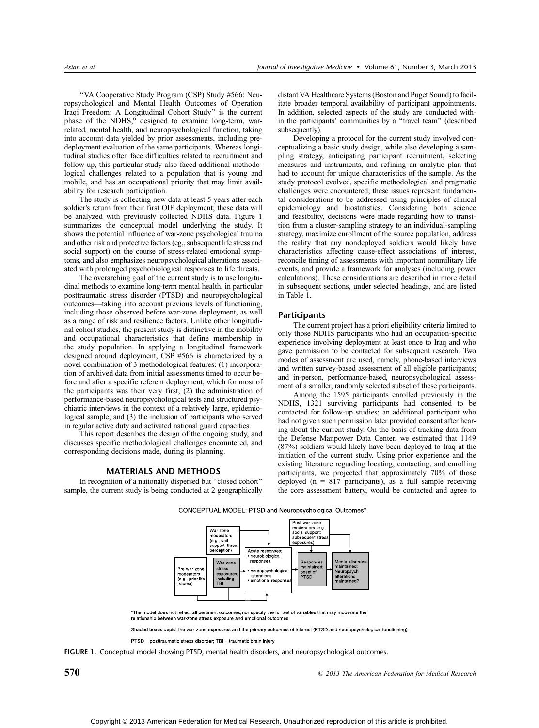"VA Cooperative Study Program (CSP) Study #566: Neuropsychological and Mental Health Outcomes of Operation Iraqi Freedom: A Longitudinal Cohort Study" is the current phase of the NDHS,[6] designed to examine long-term, war-related, mental health, and neuropsychological function, taking into account data yielded by prior assessments, including predeployment evaluation of the same participants. Whereas longitudinal studies often face difficulties related to recruitment and follow-up, this particular study also faced additional methodological challenges related to a population that is young and mobile, and has an occupational priority that may limit availability for research participation.

The study is collecting new data at least 5 years after each soldier's return from their first OIF deployment; these data will be analyzed with previously collected NDHS data. Figure 1 summarizes the conceptual model underlying the study. It shows the potential influence of war-zone psychological trauma and other risk and protective factors (eg,, subsequent life stress and social support) on the course of stress-related emotional symptoms, and also emphasizes neuropsychological alterations associated with prolonged psychobiological responses to life threats.

The overarching goal of the current study is to use longitudinal methods to examine long-term mental health, in particular posttraumatic stress disorder (PTSD) and neuropsychological outcomes—taking into account previous levels of functioning, including those observed before war-zone deployment, as well as a range of risk and resilience factors. Unlike other longitudinal cohort studies, the present study is distinctive in the mobility and occupational characteristics that define membership in the study population. In applying a longitudinal framework designed around deployment, CSP #566 is characterized by a novel combination of 3 methodological features: (1) incorporation of archived data from initial assessments timed to occur before and after a specific referent deployment, which for most of the participants was their very first; (2) the administration of performance-based neuropsychological tests and structured psychiatric interviews in the context of a relatively large, epidemiological sample; and (3) the inclusion of participants who served in regular active duty and activated national guard capacities.

This report describes the design of the ongoing study, and discusses specific methodological challenges encountered, and corresponding decisions made, during its planning.

## MATERIALS AND METHODS

In recognition of a nationally dispersed but "closed cohort" sample, the current study is being conducted at 2 geographically distant VA Healthcare Systems (Boston and Puget Sound) to facilitate broader temporal availability of participant appointments. In addition, selected aspects of the study are conducted within the participants' communities by a "travel team" (described subsequently).

Developing a protocol for the current study involved conceptualizing a basic study design, while also developing a sampling strategy, anticipating participant recruitment, selecting measures and instruments, and refining an analytic plan that had to account for unique characteristics of the sample. As the study protocol evolved, specific methodological and pragmatic challenges were encountered; these issues represent fundamental considerations to be addressed using principles of clinical epidemiology and biostatistics. Considering both science and feasibility, decisions were made regarding how to transition from a cluster-sampling strategy to an individual-sampling strategy, maximize enrollment of the source population, address the reality that any nondeployed soldiers would likely have characteristics affecting cause-effect associations of interest, reconcile timing of assessments with important nonmilitary life events, and provide a framework for analyses (including power calculations). These considerations are described in more detail in subsequent sections, under selected headings, and are listed in Table 1.

### Participants

The current project has a priori eligibility criteria limited to only those NDHS participants who had an occupation-specific experience involving deployment at least once to Iraq and who gave permission to be contacted for subsequent research. Two modes of assessment are used, namely, phone-based interviews and written survey-based assessment of all eligible participants; and in-person, performance-based, neuropsychological assessment of a smaller, randomly selected subset of these participants.

Among the 1595 participants enrolled previously in the NDHS, 1321 surviving participants had consented to be contacted for follow-up studies; an additional participant who had not given such permission later provided consent after hearing about the current study. On the basis of tracking data from the Defense Manpower Data Center, we estimated that 1149 (87%) soldiers would likely have been deployed to Iraq at the initiation of the current study. Using prior experience and the existing literature regarding locating, contacting, and enrolling participants, we projected that approximately 70% of those deployed (n = 817 participants), as a full sample receiving the core assessment battery, would be contacted and agree to

CONCEPTUAL MODEL: PTSD and Neuropsychological Outcomes*

*The model does not reflect all pertinent outcomes, nor specify the full set of variables that may moderate the relationship between war-zone stress exposure and emotional outcomes.

Shaded boxes depict the war-zone exposures and the primary outcomes of interest (PTSD and neuropsychological functioning).

PTSD = posttraumatic stress disorder; TBI = traumatic brain injury.

**FIGURE 1.** Conceptual model showing PTSD, mental health disorders, and neuropsychological outcomes.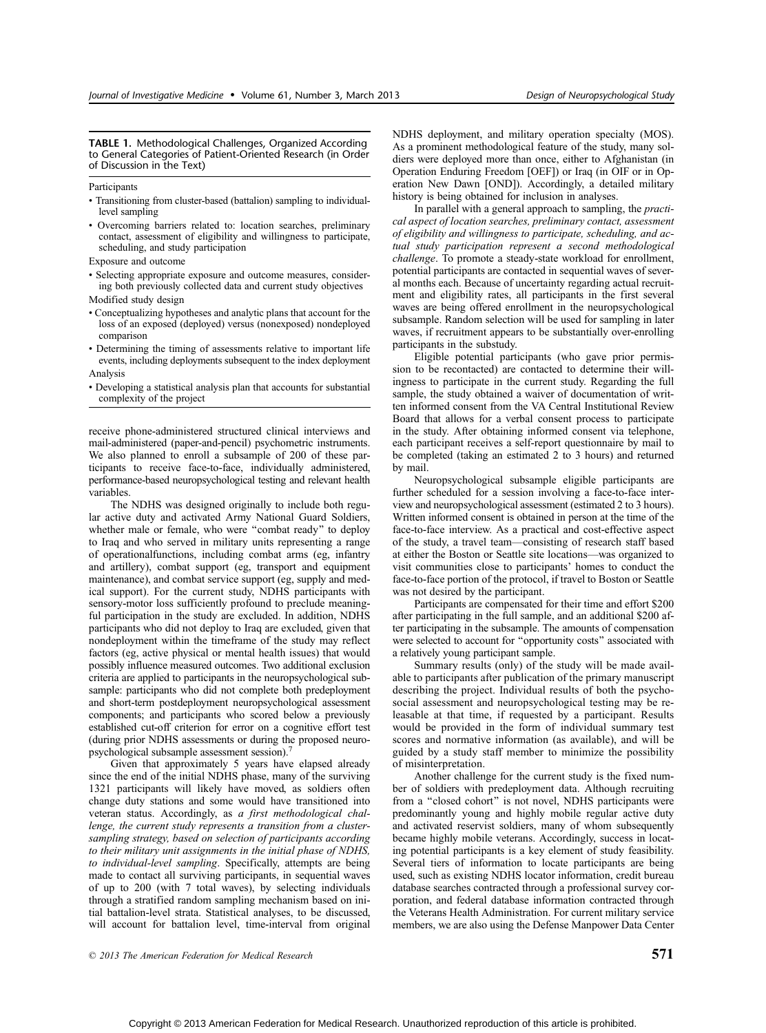**TABLE 1.** Methodological Challenges, Organized According to General Categories of Patient-Oriented Research (in Order of Discussion in the Text)

Participants

- Transitioning from cluster-based (battalion) sampling to individual-level sampling
- Overcoming barriers related to: location searches, preliminary contact, assessment of eligibility and willingness to participate, scheduling, and study participation

Exposure and outcome

- Selecting appropriate exposure and outcome measures, considering both previously collected data and current study objectives

Modified study design

- Conceptualizing hypotheses and analytic plans that account for the loss of an exposed (deployed) versus (nonexposed) nondeployed comparison
- Determining the timing of assessments relative to important life events, including deployments subsequent to the index deployment

Analysis

- Developing a statistical analysis plan that accounts for substantial complexity of the project

receive phone-administered structured clinical interviews and mail-administered (paper-and-pencil) psychometric instruments. We also planned to enroll a subsample of 200 of these participants to receive face-to-face, individually administered, performance-based neuropsychological testing and relevant health variables.

The NDHS was designed originally to include both regular active duty and activated Army National Guard Soldiers, whether male or female, who were "combat ready" to deploy to Iraq and who served in military units representing a range of operationalfunctions, including combat arms (eg, infantry and artillery), combat support (eg, transport and equipment maintenance), and combat service support (eg, supply and medical support). For the current study, NDHS participants with sensory-motor loss sufficiently profound to preclude meaningful participation in the study are excluded. In addition, NDHS participants who did not deploy to Iraq are excluded, given that nondeployment within the timeframe of the study may reflect factors (eg, active physical or mental health issues) that would possibly influence measured outcomes. Two additional exclusion criteria are applied to participants in the neuropsychological subsample: participants who did not complete both predeployment and short-term postdeployment neuropsychological assessment components; and participants who scored below a previously established cut-off criterion for error on a cognitive effort test (during prior NDHS assessments or during the proposed neuropsychological subsample assessment session).[7]

Given that approximately 5 years have elapsed already since the end of the initial NDHS phase, many of the surviving 1321 participants will likely have moved, as soldiers often change duty stations and some would have transitioned into veteran status. Accordingly, as *a first methodological challenge, the current study represents a transition from a cluster-sampling strategy, based on selection of participants according to their military unit assignments in the initial phase of NDHS, to individual-level sampling*. Specifically, attempts are being made to contact all surviving participants, in sequential waves of up to 200 (with 7 total waves), by selecting individuals through a stratified random sampling mechanism based on initial battalion-level strata. Statistical analyses, to be discussed, will account for battalion level, time-interval from original NDHS deployment, and military operation specialty (MOS). As a prominent methodological feature of the study, many soldiers were deployed more than once, either to Afghanistan (in Operation Enduring Freedom [OEF]) or Iraq (in OIF or in Operation New Dawn [OND]). Accordingly, a detailed military history is being obtained for inclusion in analyses.

In parallel with a general approach to sampling, the *practical aspect of location searches, preliminary contact, assessment of eligibility and willingness to participate, scheduling, and actual study participation represent a second methodological challenge*. To promote a steady-state workload for enrollment, potential participants are contacted in sequential waves of several months each. Because of uncertainty regarding actual recruitment and eligibility rates, all participants in the first several waves are being offered enrollment in the neuropsychological subsample. Random selection will be used for sampling in later waves, if recruitment appears to be substantially over-enrolling participants in the substudy.

Eligible potential participants (who gave prior permission to be recontacted) are contacted to determine their willingness to participate in the current study. Regarding the full sample, the study obtained a waiver of documentation of written informed consent from the VA Central Institutional Review Board that allows for a verbal consent process to participate in the study. After obtaining informed consent via telephone, each participant receives a self-report questionnaire by mail to be completed (taking an estimated 2 to 3 hours) and returned by mail.

Neuropsychological subsample eligible participants are further scheduled for a session involving a face-to-face interview and neuropsychological assessment (estimated 2 to 3 hours). Written informed consent is obtained in person at the time of the face-to-face interview. As a practical and cost-effective aspect of the study, a travel team—consisting of research staff based at either the Boston or Seattle site locations—was organized to visit communities close to participants' homes to conduct the face-to-face portion of the protocol, if travel to Boston or Seattle was not desired by the participant.

Participants are compensated for their time and effort $200 after participating in the full sample, and an additional $200 after participating in the subsample. The amounts of compensation were selected to account for "opportunity costs" associated with a relatively young participant sample.

Summary results (only) of the study will be made available to participants after publication of the primary manuscript describing the project. Individual results of both the psychosocial assessment and neuropsychological testing may be releasable at that time, if requested by a participant. Results would be provided in the form of individual summary test scores and normative information (as available), and will be guided by a study staff member to minimize the possibility of misinterpretation.

Another challenge for the current study is the fixed number of soldiers with predeployment data. Although recruiting from a "closed cohort" is not novel, NDHS participants were predominantly young and highly mobile regular active duty and activated reservist soldiers, many of whom subsequently became highly mobile veterans. Accordingly, success in locating potential participants is a key element of study feasibility. Several tiers of information to locate participants are being used, such as existing NDHS locator information, credit bureau database searches contracted through a professional survey corporation, and federal database information contracted through the Veterans Health Administration. For current military service members, we are also using the Defense Manpower Data Center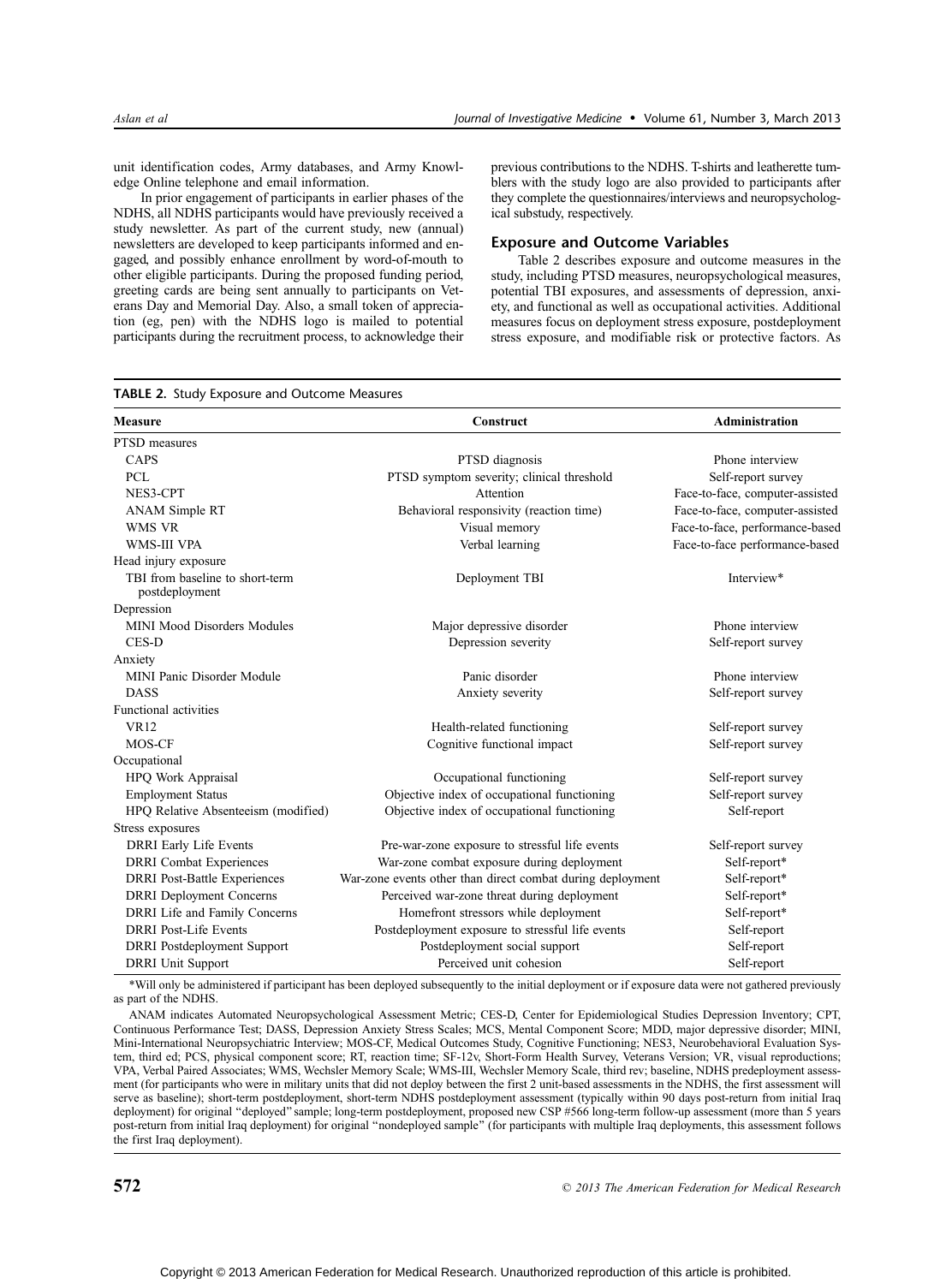unit identification codes, Army databases, and Army Knowledge Online telephone and email information.

In prior engagement of participants in earlier phases of the NDHS, all NDHS participants would have previously received a study newsletter. As part of the current study, new (annual) newsletters are developed to keep participants informed and engaged, and possibly enhance enrollment by word-of-mouth to other eligible participants. During the proposed funding period, greeting cards are being sent annually to participants on Veterans Day and Memorial Day. Also, a small token of appreciation (eg, pen) with the NDHS logo is mailed to potential participants during the recruitment process, to acknowledge their previous contributions to the NDHS. T-shirts and leatherette tumblers with the study logo are also provided to participants after they complete the questionnaires/interviews and neuropsychological substudy, respectively.

## Exposure and Outcome Variables

Table 2 describes exposure and outcome measures in the study, including PTSD measures, neuropsychological measures, potential TBI exposures, and assessments of depression, anxiety, and functional as well as occupational activities. Additional measures focus on deployment stress exposure, postdeployment stress exposure, and modifiable risk or protective factors. As

**TABLE 2.** Study Exposure and Outcome Measures

| Measure | Construct | Administration |
|---|---|---|
| PTSD measures | | |
| CAPS | PTSD diagnosis | Phone interview |
| PCL | PTSD symptom severity; clinical threshold | Self-report survey |
| NES3-CPT | Attention | Face-to-face, computer-assisted |
| ANAM Simple RT | Behavioral responsivity (reaction time) | Face-to-face, computer-assisted |
| WMS VR | Visual memory | Face-to-face, performance-based |
| WMS-III VPA | Verbal learning | Face-to-face performance-based |
| Head injury exposure | | |
| TBI from baseline to short-term postdeployment | Deployment TBI | Interview* |
| Depression | | |
| MINI Mood Disorders Modules | Major depressive disorder | Phone interview |
| CES-D | Depression severity | Self-report survey |
| Anxiety | | |
| MINI Panic Disorder Module | Panic disorder | Phone interview |
| DASS | Anxiety severity | Self-report survey |
| Functional activities | | |
| VR12 | Health-related functioning | Self-report survey |
| MOS-CF | Cognitive functional impact | Self-report survey |
| Occupational | | |
| HPQ Work Appraisal | Occupational functioning | Self-report survey |
| Employment Status | Objective index of occupational functioning | Self-report survey |
| HPQ Relative Absenteeism (modified) | Objective index of occupational functioning | Self-report |
| Stress exposures | | |
| DRRI Early Life Events | Pre-war-zone exposure to stressful life events | Self-report survey |
| DRRI Combat Experiences | War-zone combat exposure during deployment | Self-report* |
| DRRI Post-Battle Experiences | War-zone events other than direct combat during deployment | Self-report* |
| DRRI Deployment Concerns | Perceived war-zone threat during deployment | Self-report* |
| DRRI Life and Family Concerns | Homefront stressors while deployment | Self-report* |
| DRRI Post-Life Events | Postdeployment exposure to stressful life events | Self-report |
| DRRI Postdeployment Support | Postdeployment social support | Self-report |
| DRRI Unit Support | Perceived unit cohesion | Self-report |

*Will only be administered if participant has been deployed subsequently to the initial deployment or if exposure data were not gathered previously as part of the NDHS.

ANAM indicates Automated Neuropsychological Assessment Metric; CES-D, Center for Epidemiological Studies Depression Inventory; CPT, Continuous Performance Test; DASS, Depression Anxiety Stress Scales; MCS, Mental Component Score; MDD, major depressive disorder; MINI, Mini-International Neuropsychiatric Interview; MOS-CF, Medical Outcomes Study, Cognitive Functioning; NES3, Neurobehavioral Evaluation System, third ed; PCS, physical component score; RT, reaction time; SF-12v, Short-Form Health Survey, Veterans Version; VR, visual reproductions; VPA, Verbal Paired Associates; WMS, Wechsler Memory Scale; WMS-III, Wechsler Memory Scale, third rev; baseline, NDHS predeployment assessment (for participants who were in military units that did not deploy between the first 2 unit-based assessments in the NDHS, the first assessment will serve as baseline); short-term postdeployment, short-term NDHS postdeployment assessment (typically within 90 days post-return from initial Iraq deployment) for original "deployed" sample; long-term postdeployment, proposed new CSP #566 long-term follow-up assessment (more than 5 years post-return from initial Iraq deployment) for original "nondeployed sample" (for participants with multiple Iraq deployments, this assessment follows the first Iraq deployment).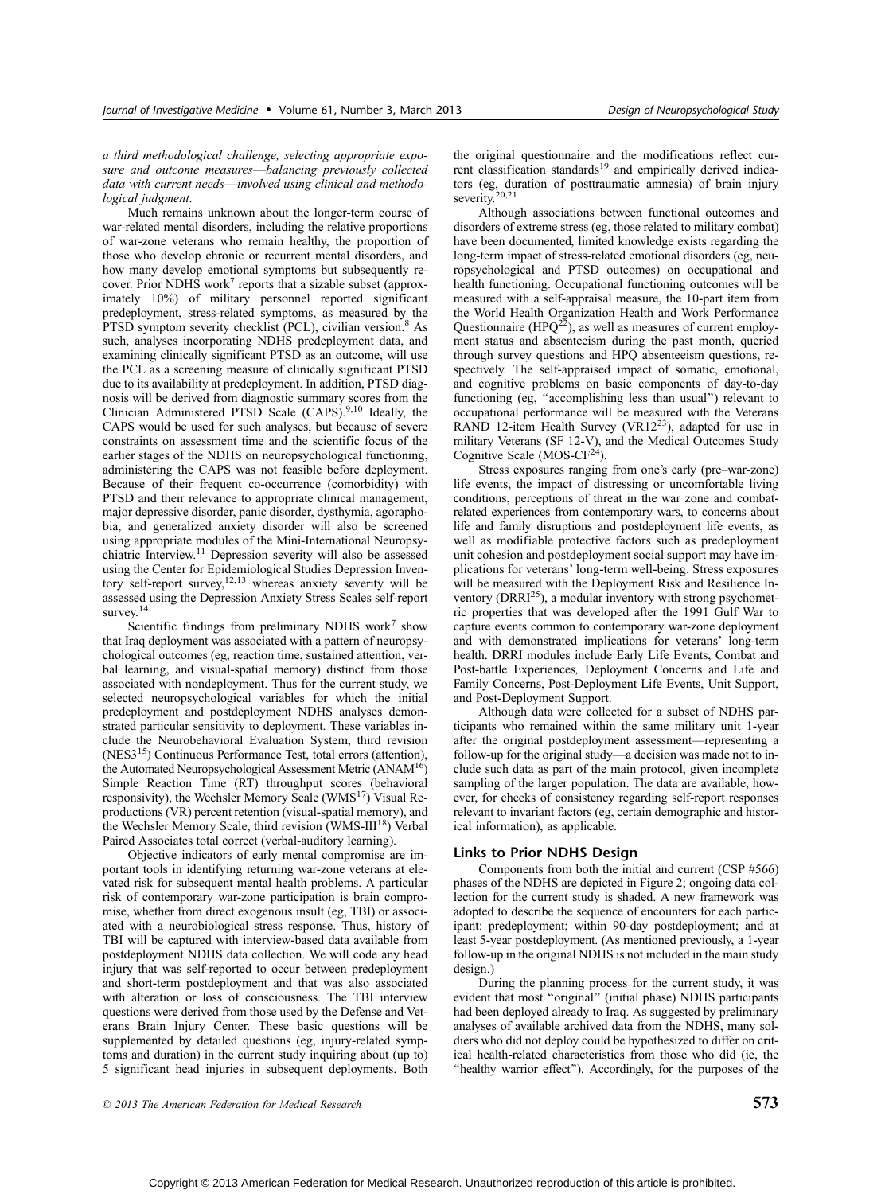*a third methodological challenge, selecting appropriate exposure and outcome measures—balancing previously collected data with current needs—involved using clinical and methodological judgment.*

Much remains unknown about the longer-term course of war-related mental disorders, including the relative proportions of war-zone veterans who remain healthy, the proportion of those who develop chronic or recurrent mental disorders, and how many develop emotional symptoms but subsequently recover. Prior NDHS work[7] reports that a sizable subset (approximately 10%) of military personnel reported significant predeployment, stress-related symptoms, as measured by the PTSD symptom severity checklist (PCL), civilian version.[8] As such, analyses incorporating NDHS predeployment data, and examining clinically significant PTSD as an outcome, will use the PCL as a screening measure of clinically significant PTSD due to its availability at predeployment. In addition, PTSD diagnosis will be derived from diagnostic summary scores from the Clinician Administered PTSD Scale (CAPS).[9,10] Ideally, the CAPS would be used for such analyses, but because of severe constraints on assessment time and the scientific focus of the earlier stages of the NDHS on neuropsychological functioning, administering the CAPS was not feasible before deployment. Because of their frequent co-occurrence (comorbidity) with PTSD and their relevance to appropriate clinical management, major depressive disorder, panic disorder, dysthymia, agoraphobia, and generalized anxiety disorder will also be screened using appropriate modules of the Mini-International Neuropsychiatric Interview.[11] Depression severity will also be assessed using the Center for Epidemiological Studies Depression Inventory self-report survey,[12,13] whereas anxiety severity will be assessed using the Depression Anxiety Stress Scales self-report survey.[14]

Scientific findings from preliminary NDHS work[7] show that Iraq deployment was associated with a pattern of neuropsychological outcomes (eg, reaction time, sustained attention, verbal learning, and visual-spatial memory) distinct from those associated with nondeployment. Thus for the current study, we selected neuropsychological variables for which the initial predeployment and postdeployment NDHS analyses demonstrated particular sensitivity to deployment. These variables include the Neurobehavioral Evaluation System, third revision (NES3[15]) Continuous Performance Test, total errors (attention), the Automated Neuropsychological Assessment Metric (ANAM[16]) Simple Reaction Time (RT) throughput scores (behavioral responsivity), the Wechsler Memory Scale (WMS[17]) Visual Reproductions (VR) percent retention (visual-spatial memory), and the Wechsler Memory Scale, third revision (WMS-III[18]) Verbal Paired Associates total correct (verbal-auditory learning).

Objective indicators of early mental compromise are important tools in identifying returning war-zone veterans at elevated risk for subsequent mental health problems. A particular risk of contemporary war-zone participation is brain compromise, whether from direct exogenous insult (eg, TBI) or associated with a neurobiological stress response. Thus, history of TBI will be captured with interview-based data available from postdeployment NDHS data collection. We will code any head injury that was self-reported to occur between predeployment and short-term postdeployment and that was also associated with alteration or loss of consciousness. The TBI interview questions were derived from those used by the Defense and Veterans Brain Injury Center. These basic questions will be supplemented by detailed questions (eg, injury-related symptoms and duration) in the current study inquiring about (up to) 5 significant head injuries in subsequent deployments. Both the original questionnaire and the modifications reflect current classification standards[19] and empirically derived indicators (eg, duration of posttraumatic amnesia) of brain injury severity.[20,21]

Although associations between functional outcomes and disorders of extreme stress (eg, those related to military combat) have been documented, limited knowledge exists regarding the long-term impact of stress-related emotional disorders (eg, neuropsychological and PTSD outcomes) on occupational and health functioning. Occupational functioning outcomes will be measured with a self-appraisal measure, the 10-part item from the World Health Organization Health and Work Performance Questionnaire (HPQ[22]), as well as measures of current employment status and absenteeism during the past month, queried through survey questions and HPQ absenteeism questions, respectively. The self-appraised impact of somatic, emotional, and cognitive problems on basic components of day-to-day functioning (eg, "accomplishing less than usual") relevant to occupational performance will be measured with the Veterans RAND 12-item Health Survey (VR12[23]), adapted for use in military Veterans (SF 12-V), and the Medical Outcomes Study Cognitive Scale (MOS-CF[24]).

Stress exposures ranging from one's early (pre–war-zone) life events, the impact of distressing or uncomfortable living conditions, perceptions of threat in the war zone and combat-related experiences from contemporary wars, to concerns about life and family disruptions and postdeployment life events, as well as modifiable protective factors such as predeployment unit cohesion and postdeployment social support may have implications for veterans' long-term well-being. Stress exposures will be measured with the Deployment Risk and Resilience Inventory (DRRI[25]), a modular inventory with strong psychometric properties that was developed after the 1991 Gulf War to capture events common to contemporary war-zone deployment and with demonstrated implications for veterans' long-term health. DRRI modules include Early Life Events, Combat and Post-battle Experiences*,* Deployment Concerns and Life and Family Concerns, Post-Deployment Life Events, Unit Support, and Post-Deployment Support.

Although data were collected for a subset of NDHS participants who remained within the same military unit 1-year after the original postdeployment assessment—representing a follow-up for the original study—a decision was made not to include such data as part of the main protocol, given incomplete sampling of the larger population. The data are available, however, for checks of consistency regarding self-report responses relevant to invariant factors (eg, certain demographic and historical information), as applicable.

## Links to Prior NDHS Design

Components from both the initial and current (CSP #566) phases of the NDHS are depicted in Figure 2; ongoing data collection for the current study is shaded. A new framework was adopted to describe the sequence of encounters for each participant: predeployment; within 90-day postdeployment; and at least 5-year postdeployment. (As mentioned previously, a 1-year follow-up in the original NDHS is not included in the main study design.)

During the planning process for the current study, it was evident that most "original" (initial phase) NDHS participants had been deployed already to Iraq. As suggested by preliminary analyses of available archived data from the NDHS, many soldiers who did not deploy could be hypothesized to differ on critical health-related characteristics from those who did (ie, the "healthy warrior effect"). Accordingly, for the purposes of the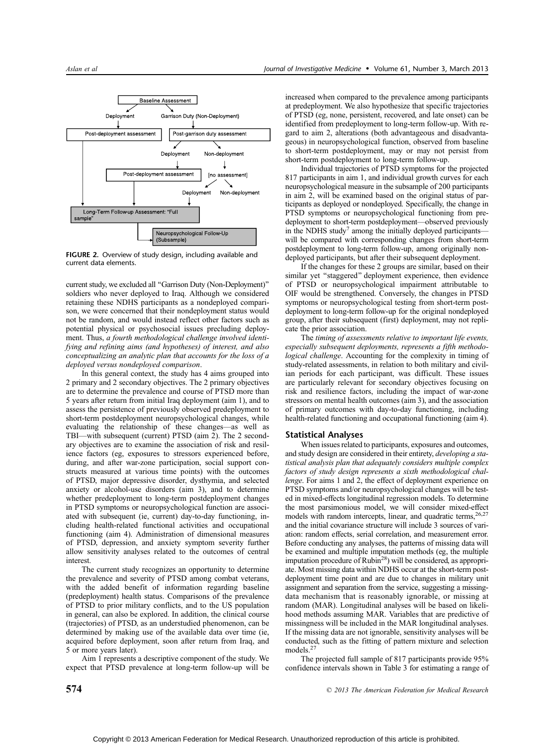FIGURE 2. Overview of study design, including available and current data elements.

current study, we excluded all "Garrison Duty (Non-Deployment)" soldiers who never deployed to Iraq. Although we considered retaining these NDHS participants as a nondeployed comparison, we were concerned that their nondeployment status would not be random, and would instead reflect other factors such as potential physical or psychosocial issues precluding deployment. Thus, *a fourth methodological challenge involved identifying and refining aims (and hypotheses) of interest, and also conceptualizing an analytic plan that accounts for the loss of a deployed versus nondeployed comparison*.

In this general context, the study has 4 aims grouped into 2 primary and 2 secondary objectives. The 2 primary objectives are to determine the prevalence and course of PTSD more than 5 years after return from initial Iraq deployment (aim 1), and to assess the persistence of previously observed predeployment to short-term postdeployment neuropsychological changes, while evaluating the relationship of these changes—as well as TBI—with subsequent (current) PTSD (aim 2). The 2 secondary objectives are to examine the association of risk and resilience factors (eg, exposures to stressors experienced before, during, and after war-zone participation, social support constructs measured at various time points) with the outcomes of PTSD, major depressive disorder, dysthymia, and selected anxiety or alcohol-use disorders (aim 3), and to determine whether predeployment to long-term postdeployment changes in PTSD symptoms or neuropsychological function are associated with subsequent (ie, current) day-to-day functioning, including health-related functional activities and occupational functioning (aim 4). Administration of dimensional measures of PTSD, depression, and anxiety symptom severity further allow sensitivity analyses related to the outcomes of central interest.

The current study recognizes an opportunity to determine the prevalence and severity of PTSD among combat veterans, with the added benefit of information regarding baseline (predeployment) health status. Comparisons of the prevalence of PTSD to prior military conflicts, and to the US population in general, can also be explored. In addition, the clinical course (trajectories) of PTSD, as an understudied phenomenon, can be determined by making use of the available data over time (ie, acquired before deployment, soon after return from Iraq, and 5 or more years later).

Aim 1 represents a descriptive component of the study. We expect that PTSD prevalence at long-term follow-up will be increased when compared to the prevalence among participants at predeployment. We also hypothesize that specific trajectories of PTSD (eg, none, persistent, recovered, and late onset) can be identified from predeployment to long-term follow-up. With regard to aim 2, alterations (both advantageous and disadvantageous) in neuropsychological function, observed from baseline to short-term postdeployment, may or may not persist from short-term postdeployment to long-term follow-up.

Individual trajectories of PTSD symptoms for the projected 817 participants in aim 1, and individual growth curves for each neuropsychological measure in the subsample of 200 participants in aim 2, will be examined based on the original status of participants as deployed or nondeployed. Specifically, the change in PTSD symptoms or neuropsychological functioning from predeployment to short-term postdeployment—observed previously in the NDHS study[7] among the initially deployed participants—will be compared with corresponding changes from short-term postdeployment to long-term follow-up, among originally nondeployed participants, but after their subsequent deployment.

If the changes for these 2 groups are similar, based on their similar yet "staggered" deployment experience, then evidence of PTSD or neuropsychological impairment attributable to OIF would be strengthened. Conversely, the changes in PTSD symptoms or neuropsychological testing from short-term postdeployment to long-term follow-up for the original nondeployed group, after their subsequent (first) deployment, may not replicate the prior association.

The *timing of assessments relative to important life events, especially subsequent deployments, represents a fifth methodological challenge*. Accounting for the complexity in timing of study-related assessments, in relation to both military and civilian periods for each participant, was difficult. These issues are particularly relevant for secondary objectives focusing on risk and resilience factors, including the impact of war-zone stressors on mental health outcomes (aim 3), and the association of primary outcomes with day-to-day functioning, including health-related functioning and occupational functioning (aim 4).

### Statistical Analyses

When issues related to participants, exposures and outcomes, and study design are considered in their entirety, *developing a statistical analysis plan that adequately considers multiple complex factors of study design represents a sixth methodological challenge*. For aims 1 and 2, the effect of deployment experience on PTSD symptoms and/or neuropsychological changes will be tested in mixed-effects longitudinal regression models. To determine the most parsimonious model, we will consider mixed-effect models with random intercepts, linear, and quadratic terms,[26,27] and the initial covariance structure will include 3 sources of variation: random effects, serial correlation, and measurement error. Before conducting any analyses, the patterns of missing data will be examined and multiple imputation methods (eg, the multiple imputation procedure of Rubin[28]) will be considered, as appropriate. Most missing data within NDHS occur at the short-term postdeployment time point and are due to changes in military unit assignment and separation from the service, suggesting a missing-data mechanism that is reasonably ignorable, or missing at random (MAR). Longitudinal analyses will be based on likelihood methods assuming MAR. Variables that are predictive of missingness will be included in the MAR longitudinal analyses. If the missing data are not ignorable, sensitivity analyses will be conducted, such as the fitting of pattern mixture and selection models.[27]

The projected full sample of 817 participants provide 95% confidence intervals shown in Table 3 for estimating a range of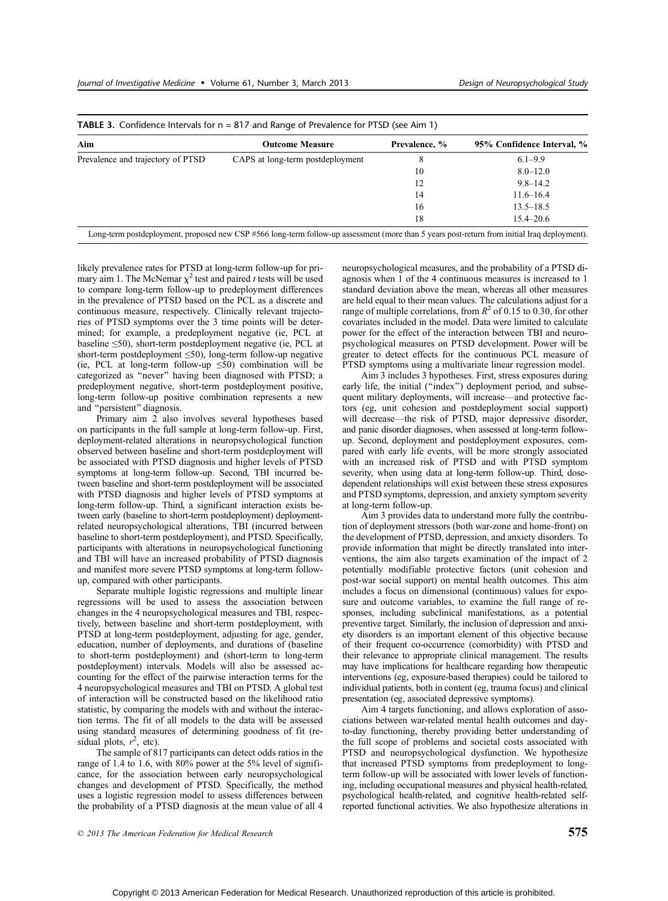**TABLE 3.** Confidence Intervals for n = 817 and Range of Prevalence for PTSD (see Aim 1)

| Aim | Outcome Measure | Prevalence, % | 95% Confidence Interval, % |
|---|---|---|---|
| Prevalence and trajectory of PTSD | CAPS at long-term postdeployment | 8 | 6.1–9.9 |
| | | 10 | 8.0–12.0 |
| | | 12 | 9.8–14.2 |
| | | 14 | 11.6–16.4 |
| | | 16 | 13.5–18.5 |
| | | 18 | 15.4–20.6 |

Long-term postdeployment, proposed new CSP #566 long-term follow-up assessment (more than 5 years post-return from initial Iraq deployment).

likely prevalence rates for PTSD at long-term follow-up for primary aim 1. The McNemar $\chi^2$ test and paired $t$ tests will be used to compare long-term follow-up to predeployment differences in the prevalence of PTSD based on the PCL as a discrete and continuous measure, respectively. Clinically relevant trajectories of PTSD symptoms over the 3 time points will be determined; for example, a predeployment negative (ie, PCL at baseline ≤50), short-term postdeployment negative (ie, PCL at short-term postdeployment ≤50), long-term follow-up negative (ie, PCL at long-term follow-up ≤50) combination will be categorized as "never" having been diagnosed with PTSD; a predeployment negative, short-term postdeployment positive, long-term follow-up positive combination represents a new and "persistent" diagnosis.

Primary aim 2 also involves several hypotheses based on participants in the full sample at long-term follow-up. First, deployment-related alterations in neuropsychological function observed between baseline and short-term postdeployment will be associated with PTSD diagnosis and higher levels of PTSD symptoms at long-term follow-up. Second, TBI incurred between baseline and short-term postdeployment will be associated with PTSD diagnosis and higher levels of PTSD symptoms at long-term follow-up. Third, a significant interaction exists between early (baseline to short-term postdeployment) deployment-related neuropsychological alterations, TBI (incurred between baseline to short-term postdeployment), and PTSD. Specifically, participants with alterations in neuropsychological functioning and TBI will have an increased probability of PTSD diagnosis and manifest more severe PTSD symptoms at long-term follow-up, compared with other participants.

Separate multiple logistic regressions and multiple linear regressions will be used to assess the association between changes in the 4 neuropsychological measures and TBI, respectively, between baseline and short-term postdeployment, with PTSD at long-term postdeployment, adjusting for age, gender, education, number of deployments, and durations of (baseline to short-term postdeployment) and (short-term to long-term postdeployment) intervals. Models will also be assessed accounting for the effect of the pairwise interaction terms for the 4 neuropsychological measures and TBI on PTSD. A global test of interaction will be constructed based on the likelihood ratio statistic, by comparing the models with and without the interaction terms. The fit of all models to the data will be assessed using standard measures of determining goodness of fit (residual plots, $r^2$, etc).

The sample of 817 participants can detect odds ratios in the range of 1.4 to 1.6, with 80% power at the 5% level of significance, for the association between early neuropsychological changes and development of PTSD. Specifically, the method uses a logistic regression model to assess differences between the probability of a PTSD diagnosis at the mean value of all 4 neuropsychological measures, and the probability of a PTSD diagnosis when 1 of the 4 continuous measures is increased to 1 standard deviation above the mean, whereas all other measures are held equal to their mean values. The calculations adjust for a range of multiple correlations, from $R^2$ of 0.15 to 0.30, for other covariates included in the model. Data were limited to calculate power for the effect of the interaction between TBI and neuropsychological measures on PTSD development. Power will be greater to detect effects for the continuous PCL measure of PTSD symptoms using a multivariate linear regression model.

Aim 3 includes 3 hypotheses. First, stress exposures during early life, the initial ("index") deployment period, and subsequent military deployments, will increase—and protective factors (eg, unit cohesion and postdeployment social support) will decrease—the risk of PTSD, major depressive disorder, and panic disorder diagnoses, when assessed at long-term follow-up. Second, deployment and postdeployment exposures, compared with early life events, will be more strongly associated with an increased risk of PTSD and with PTSD symptom severity, when using data at long-term follow-up. Third, dose-dependent relationships will exist between these stress exposures and PTSD symptoms, depression, and anxiety symptom severity at long-term follow-up.

Aim 3 provides data to understand more fully the contribution of deployment stressors (both war-zone and home-front) on the development of PTSD, depression, and anxiety disorders. To provide information that might be directly translated into interventions, the aim also targets examination of the impact of 2 potentially modifiable protective factors (unit cohesion and post-war social support) on mental health outcomes. This aim includes a focus on dimensional (continuous) values for exposure and outcome variables, to examine the full range of responses, including subclinical manifestations, as a potential preventive target. Similarly, the inclusion of depression and anxiety disorders is an important element of this objective because of their frequent co-occurrence (comorbidity) with PTSD and their relevance to appropriate clinical management. The results may have implications for healthcare regarding how therapeutic interventions (eg, exposure-based therapies) could be tailored to individual patients, both in content (eg, trauma focus) and clinical presentation (eg, associated depressive symptoms).

Aim 4 targets functioning, and allows exploration of associations between war-related mental health outcomes and day-to-day functioning, thereby providing better understanding of the full scope of problems and societal costs associated with PTSD and neuropsychological dysfunction. We hypothesize that increased PTSD symptoms from predeployment to long-term follow-up will be associated with lower levels of functioning, including occupational measures and physical health-related, psychological health-related, and cognitive health-related self-reported functional activities. We also hypothesize alterations in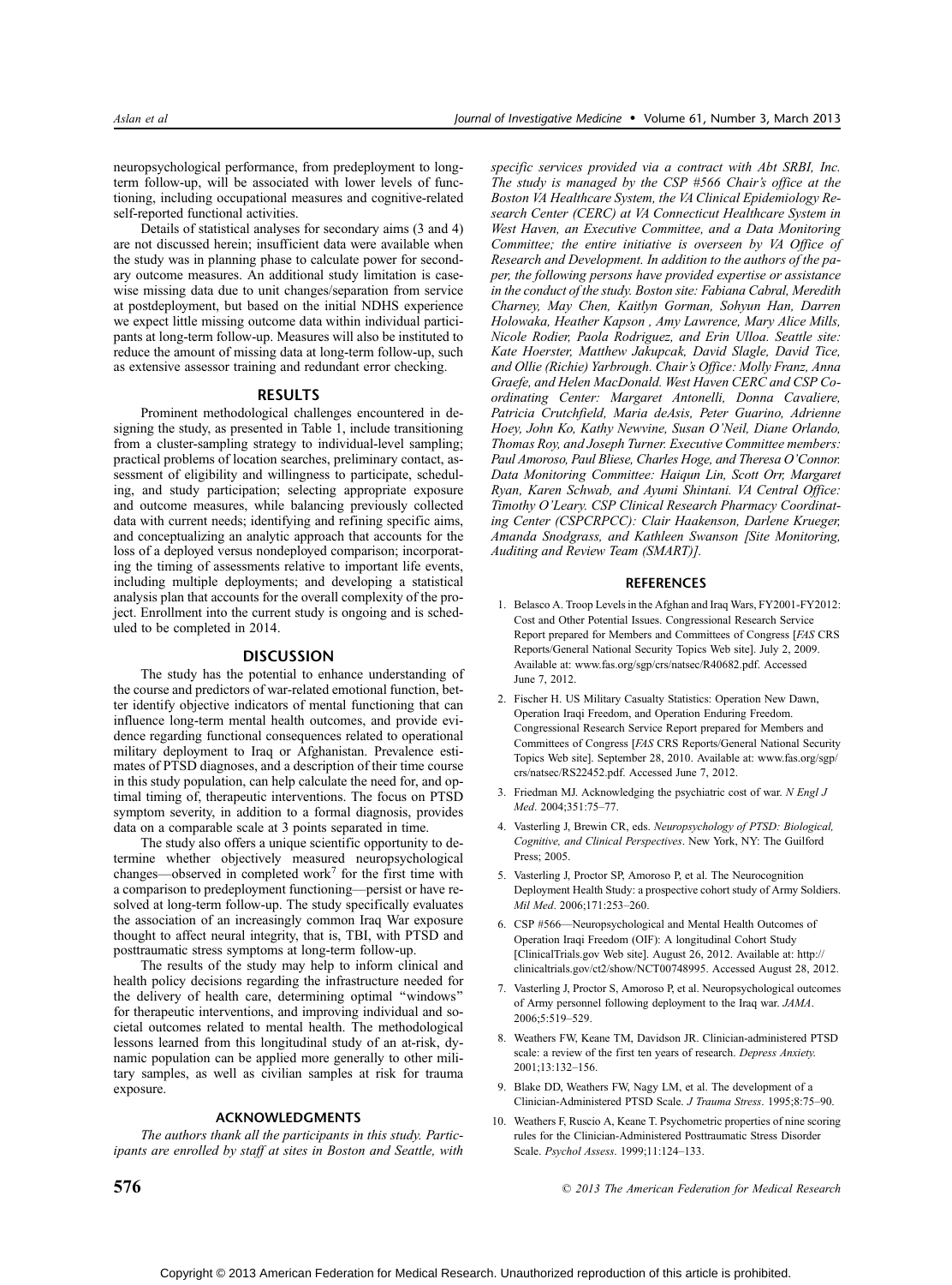neuropsychological performance, from predeployment to long-term follow-up, will be associated with lower levels of functioning, including occupational measures and cognitive-related self-reported functional activities.

Details of statistical analyses for secondary aims (3 and 4) are not discussed herein; insufficient data were available when the study was in planning phase to calculate power for secondary outcome measures. An additional study limitation is case-wise missing data due to unit changes/separation from service at postdeployment, but based on the initial NDHS experience we expect little missing outcome data within individual participants at long-term follow-up. Measures will also be instituted to reduce the amount of missing data at long-term follow-up, such as extensive assessor training and redundant error checking.

## RESULTS

Prominent methodological challenges encountered in designing the study, as presented in Table 1, include transitioning from a cluster-sampling strategy to individual-level sampling; practical problems of location searches, preliminary contact, assessment of eligibility and willingness to participate, scheduling, and study participation; selecting appropriate exposure and outcome measures, while balancing previously collected data with current needs; identifying and refining specific aims, and conceptualizing an analytic approach that accounts for the loss of a deployed versus nondeployed comparison; incorporating the timing of assessments relative to important life events, including multiple deployments; and developing a statistical analysis plan that accounts for the overall complexity of the project. Enrollment into the current study is ongoing and is scheduled to be completed in 2014.

## DISCUSSION

The study has the potential to enhance understanding of the course and predictors of war-related emotional function, better identify objective indicators of mental functioning that can influence long-term mental health outcomes, and provide evidence regarding functional consequences related to operational military deployment to Iraq or Afghanistan. Prevalence estimates of PTSD diagnoses, and a description of their time course in this study population, can help calculate the need for, and optimal timing of, therapeutic interventions. The focus on PTSD symptom severity, in addition to a formal diagnosis, provides data on a comparable scale at 3 points separated in time.

The study also offers a unique scientific opportunity to determine whether objectively measured neuropsychological changes—observed in completed work[7] for the first time with a comparison to predeployment functioning—persist or have resolved at long-term follow-up. The study specifically evaluates the association of an increasingly common Iraq War exposure thought to affect neural integrity, that is, TBI, with PTSD and posttraumatic stress symptoms at long-term follow-up.

The results of the study may help to inform clinical and health policy decisions regarding the infrastructure needed for the delivery of health care, determining optimal "windows" for therapeutic interventions, and improving individual and societal outcomes related to mental health. The methodological lessons learned from this longitudinal study of an at-risk, dynamic population can be applied more generally to other military samples, as well as civilian samples at risk for trauma exposure.

## ACKNOWLEDGMENTS

*The authors thank all the participants in this study. Participants are enrolled by staff at sites in Boston and Seattle, with specific services provided via a contract with Abt SRBI, Inc. The study is managed by the CSP #566 Chair's office at the Boston VA Healthcare System, the VA Clinical Epidemiology Research Center (CERC) at VA Connecticut Healthcare System in West Haven, an Executive Committee, and a Data Monitoring Committee; the entire initiative is overseen by VA Office of Research and Development. In addition to the authors of the paper, the following persons have provided expertise or assistance in the conduct of the study. Boston site: Fabiana Cabral, Meredith Charney, May Chen, Kaitlyn Gorman, Sohyun Han, Darren Holowaka, Heather Kapson , Amy Lawrence, Mary Alice Mills, Nicole Rodier, Paola Rodriguez, and Erin Ulloa. Seattle site: Kate Hoerster, Matthew Jakupcak, David Slagle, David Tice, and Ollie (Richie) Yarbrough. Chair's Office: Molly Franz, Anna Graefe, and Helen MacDonald. West Haven CERC and CSP Coordinating Center: Margaret Antonelli, Donna Cavaliere, Patricia Crutchfield, Maria deAsis, Peter Guarino, Adrienne Hoey, John Ko, Kathy Newvine, Susan O'Neil, Diane Orlando, Thomas Roy, and Joseph Turner. Executive Committee members: Paul Amoroso, Paul Bliese, Charles Hoge, and Theresa O'Connor. Data Monitoring Committee: Haiqun Lin, Scott Orr, Margaret Ryan, Karen Schwab, and Ayumi Shintani. VA Central Office: Timothy O'Leary. CSP Clinical Research Pharmacy Coordinating Center (CSPCRPCC): Clair Haakenson, Darlene Krueger, Amanda Snodgrass, and Kathleen Swanson [Site Monitoring, Auditing and Review Team (SMART)].*

## REFERENCES

1. Belasco A. Troop Levels in the Afghan and Iraq Wars, FY2001-FY2012: Cost and Other Potential Issues. Congressional Research Service Report prepared for Members and Committees of Congress [*FAS* CRS Reports/General National Security Topics Web site]. July 2, 2009. Available at: www.fas.org/sgp/crs/natsec/R40682.pdf. Accessed June 7, 2012.
2. Fischer H. US Military Casualty Statistics: Operation New Dawn, Operation Iraqi Freedom, and Operation Enduring Freedom. Congressional Research Service Report prepared for Members and Committees of Congress [*FAS* CRS Reports/General National Security Topics Web site]. September 28, 2010. Available at: www.fas.org/sgp/crs/natsec/RS22452.pdf. Accessed June 7, 2012.
3. Friedman MJ. Acknowledging the psychiatric cost of war. *N Engl J Med*. 2004;351:75–77.
4. Vasterling J, Brewin CR, eds. *Neuropsychology of PTSD: Biological, Cognitive, and Clinical Perspectives*. New York, NY: The Guilford Press; 2005.
5. Vasterling J, Proctor SP, Amoroso P, et al. The Neurocognition Deployment Health Study: a prospective cohort study of Army Soldiers. *Mil Med*. 2006;171:253–260.
6. CSP #566—Neuropsychological and Mental Health Outcomes of Operation Iraqi Freedom (OIF): A longitudinal Cohort Study [ClinicalTrials.gov Web site]. August 26, 2012. Available at: http://clinicaltrials.gov/ct2/show/NCT00748995. Accessed August 28, 2012.
7. Vasterling J, Proctor S, Amoroso P, et al. Neuropsychological outcomes of Army personnel following deployment to the Iraq war. *JAMA*. 2006;5:519–529.
8. Weathers FW, Keane TM, Davidson JR. Clinician-administered PTSD scale: a review of the first ten years of research. *Depress Anxiety.* 2001;13:132–156.
9. Blake DD, Weathers FW, Nagy LM, et al. The development of a Clinician-Administered PTSD Scale. *J Trauma Stress*. 1995;8:75–90.
10. Weathers F, Ruscio A, Keane T. Psychometric properties of nine scoring rules for the Clinician-Administered Posttraumatic Stress Disorder Scale. *Psychol Assess*. 1999;11:124–133.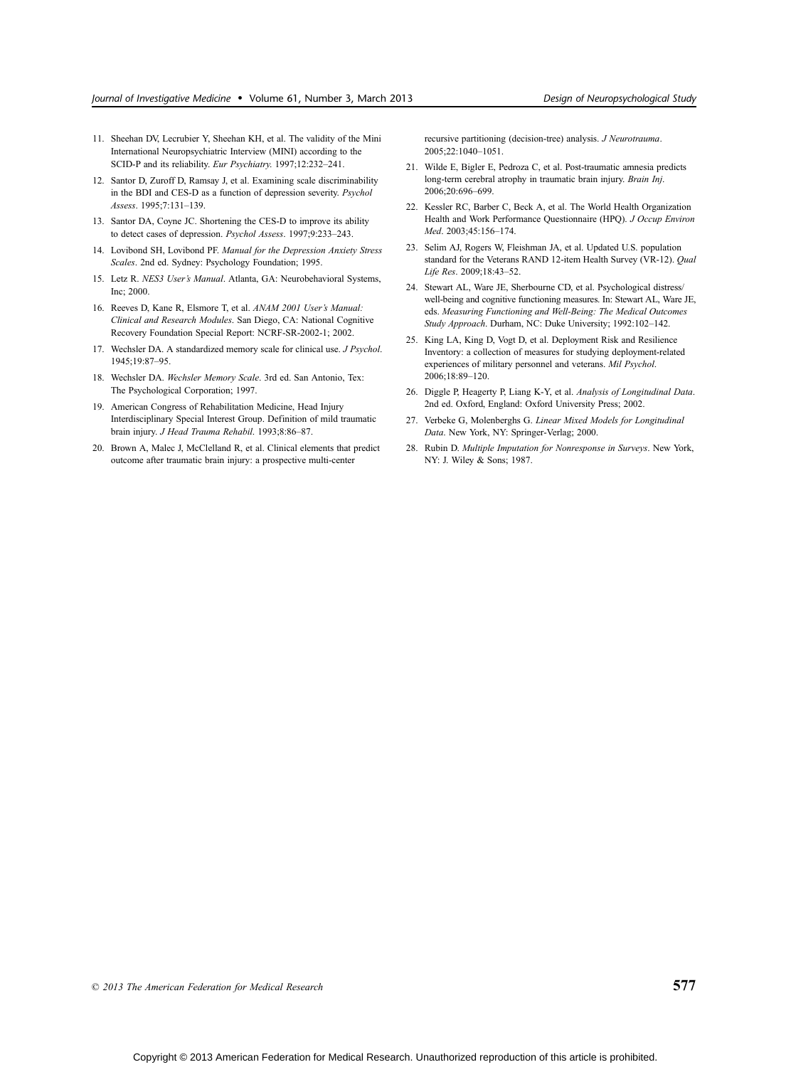11. Sheehan DV, Lecrubier Y, Sheehan KH, et al. The validity of the Mini International Neuropsychiatric Interview (MINI) according to the SCID-P and its reliability. *Eur Psychiatry.* 1997;12:232–241.
12. Santor D, Zuroff D, Ramsay J, et al. Examining scale discriminability in the BDI and CES-D as a function of depression severity. *Psychol Assess*. 1995;7:131–139.
13. Santor DA, Coyne JC. Shortening the CES-D to improve its ability to detect cases of depression. *Psychol Assess*. 1997;9:233–243.
14. Lovibond SH, Lovibond PF. *Manual for the Depression Anxiety Stress Scales*. 2nd ed. Sydney: Psychology Foundation; 1995.
15. Letz R. *NES3 User's Manual*. Atlanta, GA: Neurobehavioral Systems, Inc; 2000.
16. Reeves D, Kane R, Elsmore T, et al. *ANAM 2001 User's Manual: Clinical and Research Modules*. San Diego, CA: National Cognitive Recovery Foundation Special Report: NCRF-SR-2002-1; 2002.
17. Wechsler DA. A standardized memory scale for clinical use. *J Psychol*. 1945;19:87–95.
18. Wechsler DA. *Wechsler Memory Scale*. 3rd ed. San Antonio, Tex: The Psychological Corporation; 1997.
19. American Congress of Rehabilitation Medicine, Head Injury Interdisciplinary Special Interest Group. Definition of mild traumatic brain injury. *J Head Trauma Rehabil*. 1993;8:86–87.
20. Brown A, Malec J, McClelland R, et al. Clinical elements that predict outcome after traumatic brain injury: a prospective multi-center recursive partitioning (decision-tree) analysis. *J Neurotrauma*. 2005;22:1040–1051.
21. Wilde E, Bigler E, Pedroza C, et al. Post-traumatic amnesia predicts long-term cerebral atrophy in traumatic brain injury. *Brain Inj*. 2006;20:696–699.
22. Kessler RC, Barber C, Beck A, et al. The World Health Organization Health and Work Performance Questionnaire (HPQ). *J Occup Environ Med*. 2003;45:156–174.
23. Selim AJ, Rogers W, Fleishman JA, et al. Updated U.S. population standard for the Veterans RAND 12-item Health Survey (VR-12). *Qual Life Res*. 2009;18:43–52.
24. Stewart AL, Ware JE, Sherbourne CD, et al. Psychological distress/ well-being and cognitive functioning measures. In: Stewart AL, Ware JE, eds. *Measuring Functioning and Well-Being: The Medical Outcomes Study Approach*. Durham, NC: Duke University; 1992:102–142.
25. King LA, King D, Vogt D, et al. Deployment Risk and Resilience Inventory: a collection of measures for studying deployment-related experiences of military personnel and veterans. *Mil Psychol*. 2006;18:89–120.
26. Diggle P, Heagerty P, Liang K-Y, et al. *Analysis of Longitudinal Data*. 2nd ed. Oxford, England: Oxford University Press; 2002.
27. Verbeke G, Molenberghs G. *Linear Mixed Models for Longitudinal Data*. New York, NY: Springer-Verlag; 2000.
28. Rubin D. *Multiple Imputation for Nonresponse in Surveys*. New York, NY: J. Wiley & Sons; 1987.